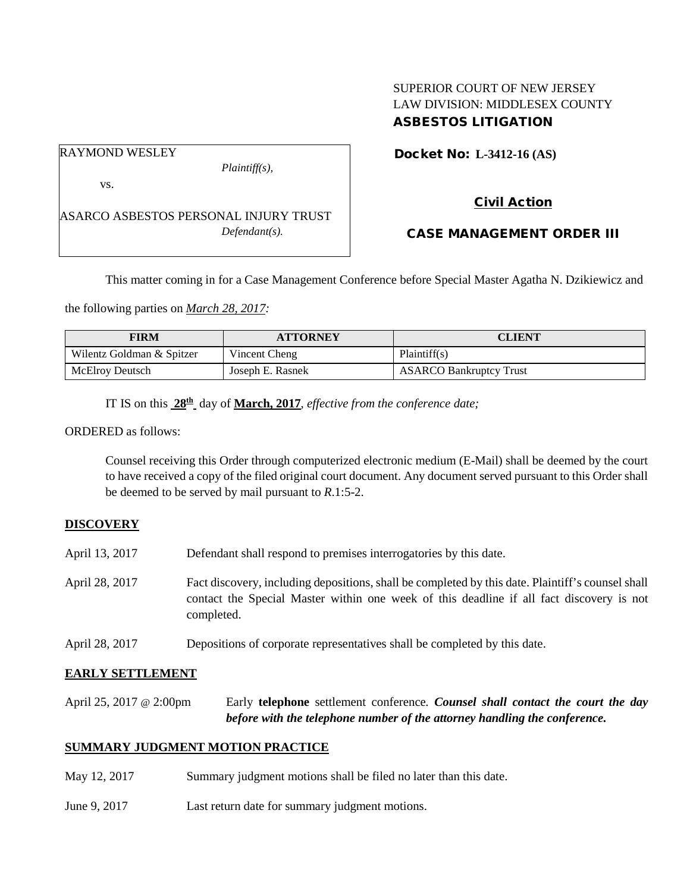SUPERIOR COURT OF NEW JERSEY
LAW DIVISION: MIDDLESEX COUNTY
**ASBESTOS LITIGATION**

RAYMOND WESLEY
*Plaintiff(s),*
vs.
ASARCO ASBESTOS PERSONAL INJURY TRUST
*Defendant(s).*

**Docket No: L-3412-16 (AS)**

**Civil Action**

**CASE MANAGEMENT ORDER III**

This matter coming in for a Case Management Conference before Special Master Agatha N. Dzikiewicz and the following parties on *March 28, 2017:*

| FIRM | ATTORNEY | CLIENT |
| --- | --- | --- |
| Wilentz Goldman & Spitzer | Vincent Cheng | Plaintiff(s) |
| McElroy Deutsch | Joseph E. Rasnek | ASARCO Bankruptcy Trust |

IT IS on this **28th** day of **March, 2017**, *effective from the conference date;*

ORDERED as follows:

Counsel receiving this Order through computerized electronic medium (E-Mail) shall be deemed by the court to have received a copy of the filed original court document. Any document served pursuant to this Order shall be deemed to be served by mail pursuant to *R*.1:5-2.

**DISCOVERY**

April 13, 2017 — Defendant shall respond to premises interrogatories by this date.

April 28, 2017 — Fact discovery, including depositions, shall be completed by this date. Plaintiff's counsel shall contact the Special Master within one week of this deadline if all fact discovery is not completed.

April 28, 2017 — Depositions of corporate representatives shall be completed by this date.

**EARLY SETTLEMENT**

April 25, 2017 @ 2:00pm — Early **telephone** settlement conference. ***Counsel shall contact the court the day before with the telephone number of the attorney handling the conference.***

**SUMMARY JUDGMENT MOTION PRACTICE**

May 12, 2017 — Summary judgment motions shall be filed no later than this date.

June 9, 2017 — Last return date for summary judgment motions.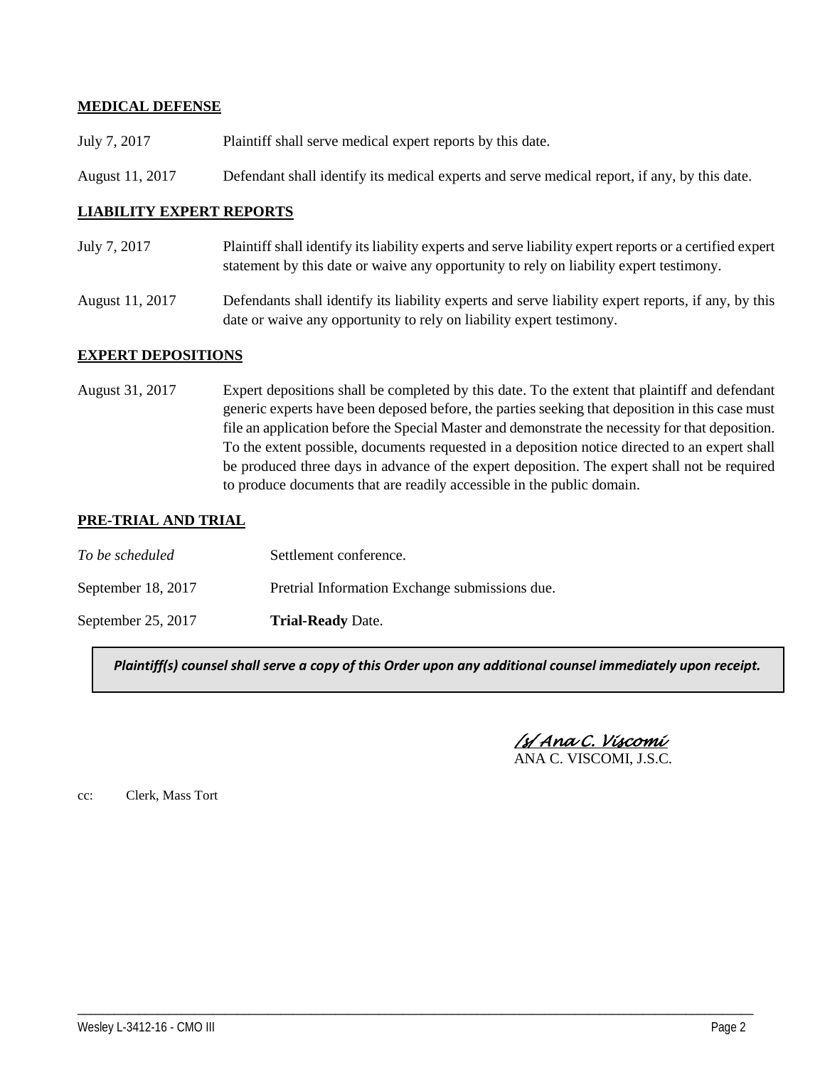**MEDICAL DEFENSE**

| | |
|---|---|
| July 7, 2017 | Plaintiff shall serve medical expert reports by this date. |
| August 11, 2017 | Defendant shall identify its medical experts and serve medical report, if any, by this date. |

**LIABILITY EXPERT REPORTS**

| | |
|---|---|
| July 7, 2017 | Plaintiff shall identify its liability experts and serve liability expert reports or a certified expert statement by this date or waive any opportunity to rely on liability expert testimony. |
| August 11, 2017 | Defendants shall identify its liability experts and serve liability expert reports, if any, by this date or waive any opportunity to rely on liability expert testimony. |

**EXPERT DEPOSITIONS**

| | |
|---|---|
| August 31, 2017 | Expert depositions shall be completed by this date. To the extent that plaintiff and defendant generic experts have been deposed before, the parties seeking that deposition in this case must file an application before the Special Master and demonstrate the necessity for that deposition. To the extent possible, documents requested in a deposition notice directed to an expert shall be produced three days in advance of the expert deposition. The expert shall not be required to produce documents that are readily accessible in the public domain. |

**PRE-TRIAL AND TRIAL**

| | |
|---|---|
| *To be scheduled* | Settlement conference. |
| September 18, 2017 | Pretrial Information Exchange submissions due. |
| September 25, 2017 | **Trial-Ready** Date. |

***Plaintiff(s) counsel shall serve a copy of this Order upon any additional counsel immediately upon receipt.***

*/s/ Ana C. Viscomi*
ANA C. VISCOMI, J.S.C.

cc: Clerk, Mass Tort